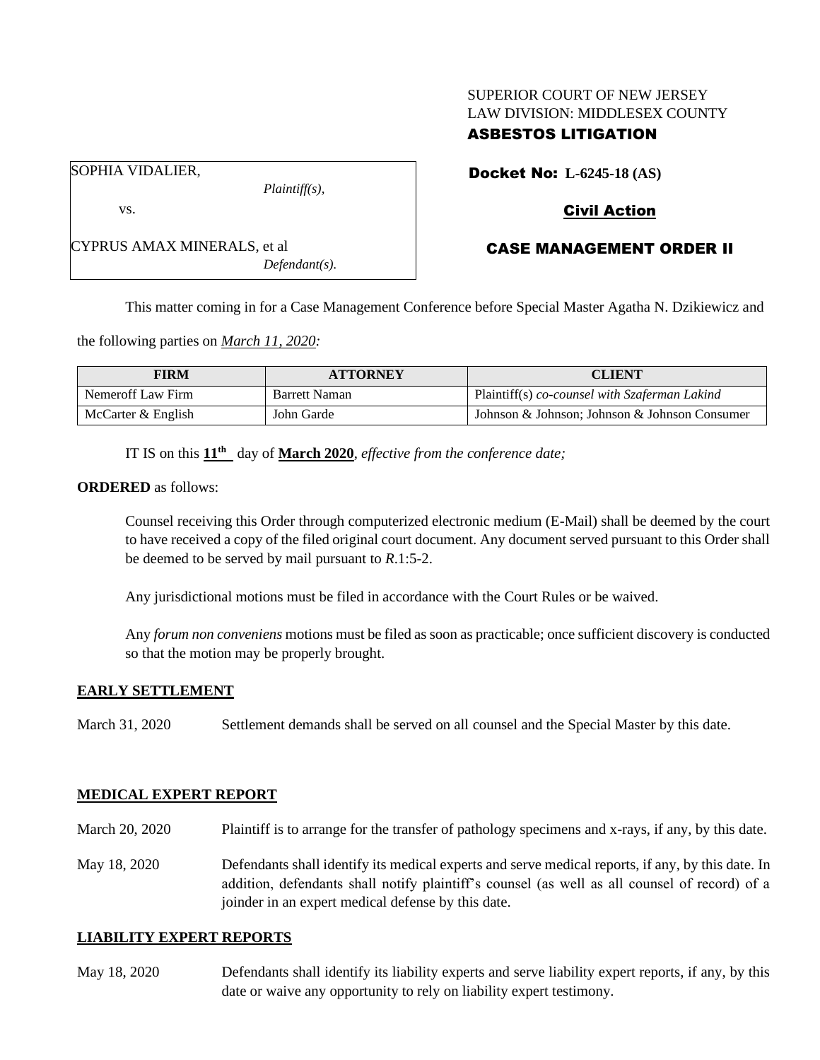SUPERIOR COURT OF NEW JERSEY
LAW DIVISION: MIDDLESEX COUNTY
**ASBESTOS LITIGATION**

SOPHIA VIDALIER,
*Plaintiff(s),*

vs.

CYPRUS AMAX MINERALS, et al
*Defendant(s).*

**Docket No: L-6245-18 (AS)**

**Civil Action**

**CASE MANAGEMENT ORDER II**

This matter coming in for a Case Management Conference before Special Master Agatha N. Dzikiewicz and the following parties on *March 11, 2020:*

| FIRM | ATTORNEY | CLIENT |
|---|---|---|
| Nemeroff Law Firm | Barrett Naman | Plaintiff(s) *co-counsel with Szaferman Lakind* |
| McCarter & English | John Garde | Johnson & Johnson; Johnson & Johnson Consumer |

IT IS on this **11th** day of **March 2020**, *effective from the conference date;*

**ORDERED** as follows:

Counsel receiving this Order through computerized electronic medium (E-Mail) shall be deemed by the court to have received a copy of the filed original court document. Any document served pursuant to this Order shall be deemed to be served by mail pursuant to *R*.1:5-2.

Any jurisdictional motions must be filed in accordance with the Court Rules or be waived.

Any *forum non conveniens* motions must be filed as soon as practicable; once sufficient discovery is conducted so that the motion may be properly brought.

**EARLY SETTLEMENT**

March 31, 2020 Settlement demands shall be served on all counsel and the Special Master by this date.

**MEDICAL EXPERT REPORT**

March 20, 2020 Plaintiff is to arrange for the transfer of pathology specimens and x-rays, if any, by this date.

May 18, 2020 Defendants shall identify its medical experts and serve medical reports, if any, by this date. In addition, defendants shall notify plaintiff's counsel (as well as all counsel of record) of a joinder in an expert medical defense by this date.

**LIABILITY EXPERT REPORTS**

May 18, 2020 Defendants shall identify its liability experts and serve liability expert reports, if any, by this date or waive any opportunity to rely on liability expert testimony.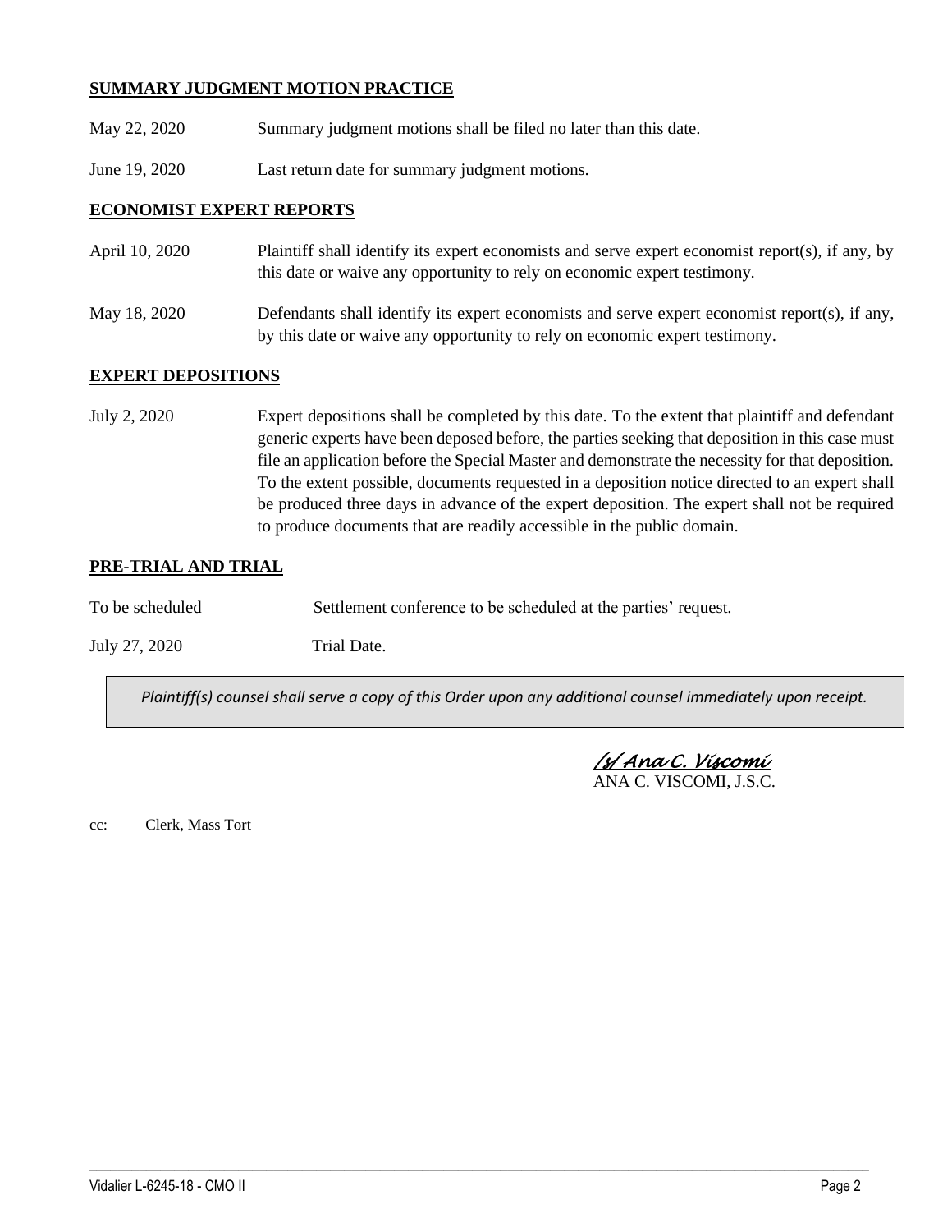**SUMMARY JUDGMENT MOTION PRACTICE**

| | |
|---|---|
| May 22, 2020 | Summary judgment motions shall be filed no later than this date. |
| June 19, 2020 | Last return date for summary judgment motions. |

**ECONOMIST EXPERT REPORTS**

| | |
|---|---|
| April 10, 2020 | Plaintiff shall identify its expert economists and serve expert economist report(s), if any, by this date or waive any opportunity to rely on economic expert testimony. |
| May 18, 2020 | Defendants shall identify its expert economists and serve expert economist report(s), if any, by this date or waive any opportunity to rely on economic expert testimony. |

**EXPERT DEPOSITIONS**

| | |
|---|---|
| July 2, 2020 | Expert depositions shall be completed by this date. To the extent that plaintiff and defendant generic experts have been deposed before, the parties seeking that deposition in this case must file an application before the Special Master and demonstrate the necessity for that deposition. To the extent possible, documents requested in a deposition notice directed to an expert shall be produced three days in advance of the expert deposition. The expert shall not be required to produce documents that are readily accessible in the public domain. |

**PRE-TRIAL AND TRIAL**

| | |
|---|---|
| To be scheduled | Settlement conference to be scheduled at the parties' request. |
| July 27, 2020 | Trial Date. |

*Plaintiff(s) counsel shall serve a copy of this Order upon any additional counsel immediately upon receipt.*

*/s/ Ana C. Viscomi*
ANA C. VISCOMI, J.S.C.

cc: Clerk, Mass Tort